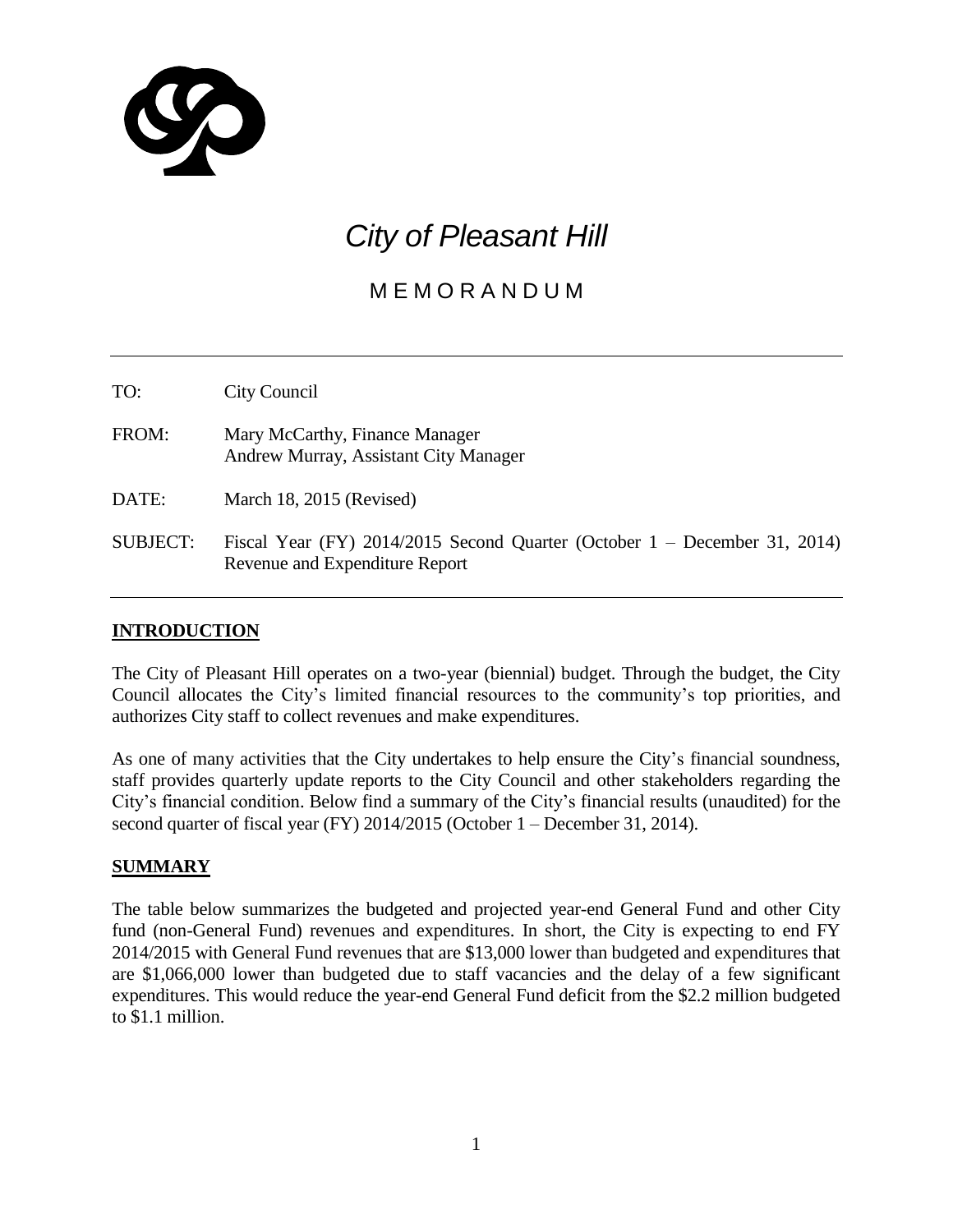# *City of Pleasant Hill*

## MEMORANDUM

| | |
|---|---|
| TO: | City Council |
| FROM: | Mary McCarthy, Finance Manager<br>Andrew Murray, Assistant City Manager |
| DATE: | March 18, 2015 (Revised) |
| SUBJECT: | Fiscal Year (FY) 2014/2015 Second Quarter (October 1 – December 31, 2014) Revenue and Expenditure Report |

## **INTRODUCTION**

The City of Pleasant Hill operates on a two-year (biennial) budget. Through the budget, the City Council allocates the City's limited financial resources to the community's top priorities, and authorizes City staff to collect revenues and make expenditures.

As one of many activities that the City undertakes to help ensure the City's financial soundness, staff provides quarterly update reports to the City Council and other stakeholders regarding the City's financial condition. Below find a summary of the City's financial results (unaudited) for the second quarter of fiscal year (FY) 2014/2015 (October 1 – December 31, 2014).

## **SUMMARY**

The table below summarizes the budgeted and projected year-end General Fund and other City fund (non-General Fund) revenues and expenditures. In short, the City is expecting to end FY 2014/2015 with General Fund revenues that are $13,000 lower than budgeted and expenditures that are $1,066,000 lower than budgeted due to staff vacancies and the delay of a few significant expenditures. This would reduce the year-end General Fund deficit from the $2.2 million budgeted to $1.1 million.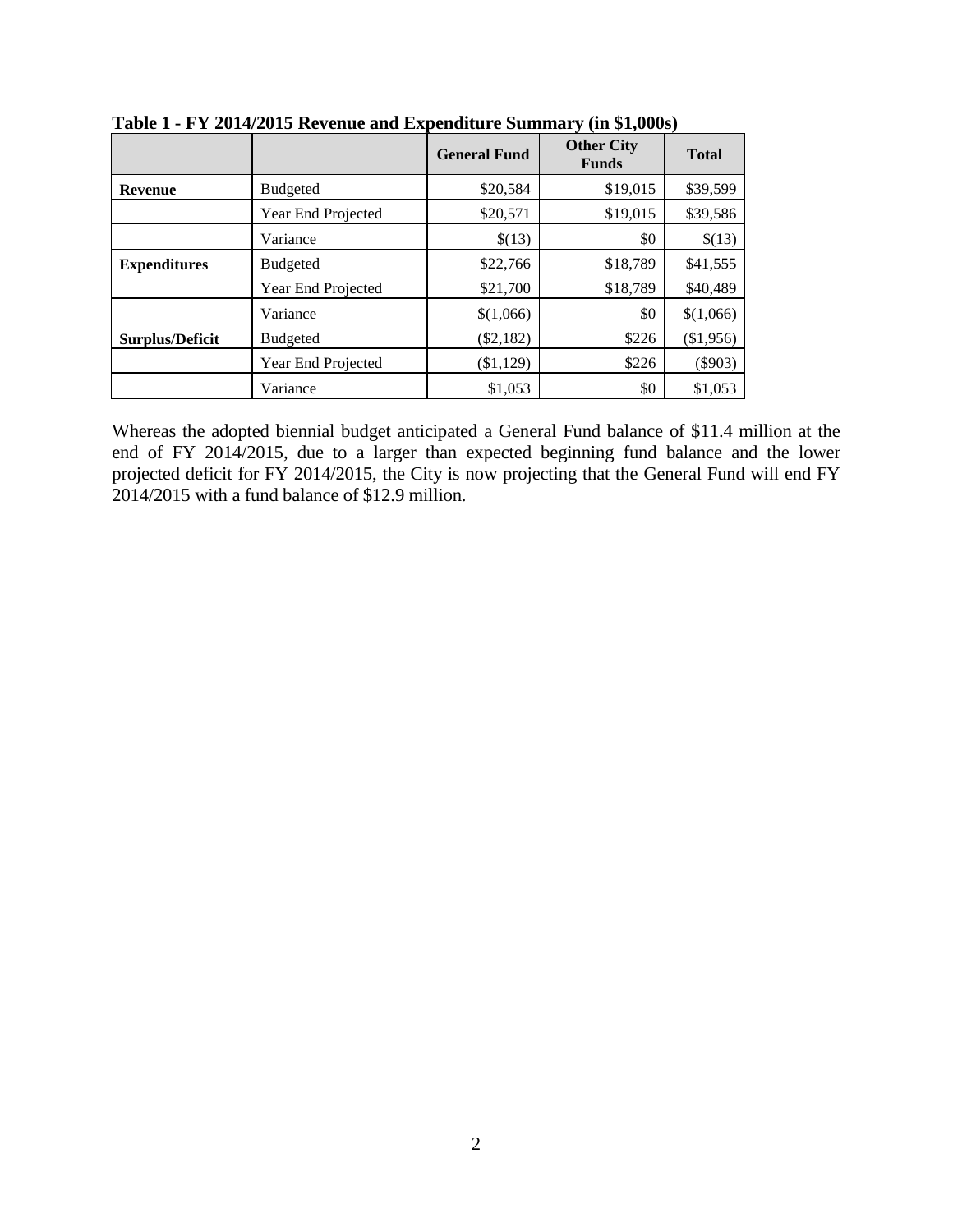**Table 1 - FY 2014/2015 Revenue and Expenditure Summary (in $1,000s)**

| | | General Fund | Other City Funds | Total |
|---|---|---|---|---|
| **Revenue** | Budgeted | $20,584 | $19,015 | $39,599 |
| | Year End Projected | $20,571 | $19,015 | $39,586 |
| | Variance | $(13) | $0 | $(13) |
| **Expenditures** | Budgeted | $22,766 | $18,789 | $41,555 |
| | Year End Projected | $21,700 | $18,789 | $40,489 |
| | Variance | $(1,066) | $0 | $(1,066) |
| **Surplus/Deficit** | Budgeted | ($2,182) | $226 | ($1,956) |
| | Year End Projected | ($1,129) | $226 | ($903) |
| | Variance | $1,053 | $0 | $1,053 |

Whereas the adopted biennial budget anticipated a General Fund balance of $11.4 million at the end of FY 2014/2015, due to a larger than expected beginning fund balance and the lower projected deficit for FY 2014/2015, the City is now projecting that the General Fund will end FY 2014/2015 with a fund balance of $12.9 million.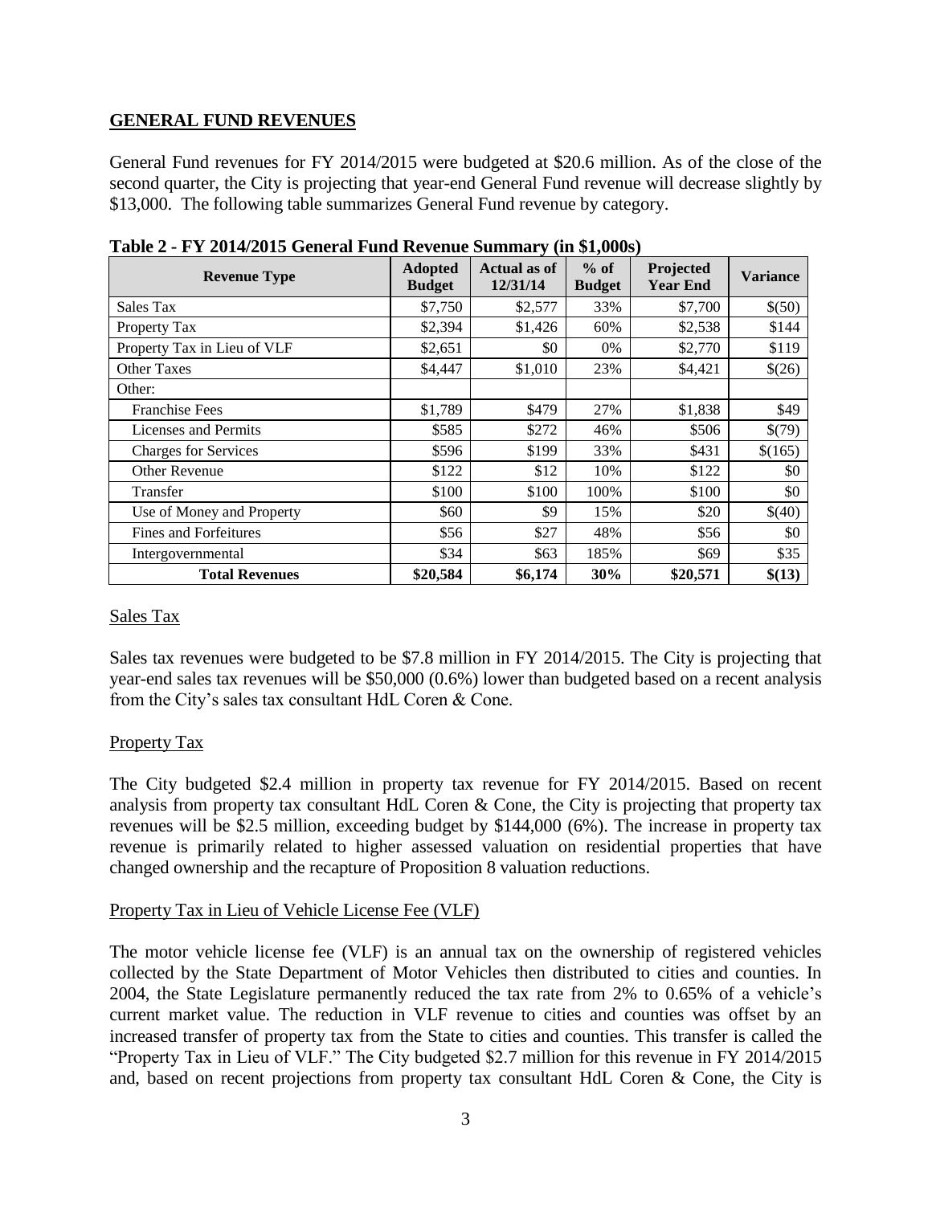## GENERAL FUND REVENUES

General Fund revenues for FY 2014/2015 were budgeted at $20.6 million. As of the close of the second quarter, the City is projecting that year-end General Fund revenue will decrease slightly by $13,000. The following table summarizes General Fund revenue by category.

**Table 2 - FY 2014/2015 General Fund Revenue Summary (in $1,000s)**

| Revenue Type | Adopted Budget | Actual as of 12/31/14 | % of Budget | Projected Year End | Variance |
|---|---|---|---|---|---|
| Sales Tax | $7,750 | $2,577 | 33% | $7,700 | $(50) |
| Property Tax | $2,394 | $1,426 | 60% | $2,538 | $144 |
| Property Tax in Lieu of VLF | $2,651 | $0 | 0% | $2,770 | $119 |
| Other Taxes | $4,447 | $1,010 | 23% | $4,421 | $(26) |
| Other: | | | | | |
| Franchise Fees | $1,789 | $479 | 27% | $1,838 | $49 |
| Licenses and Permits | $585 | $272 | 46% | $506 | $(79) |
| Charges for Services | $596 | $199 | 33% | $431 | $(165) |
| Other Revenue | $122 | $12 | 10% | $122 | $0 |
| Transfer | $100 | $100 | 100% | $100 | $0 |
| Use of Money and Property | $60 | $9 | 15% | $20 | $(40) |
| Fines and Forfeitures | $56 | $27 | 48% | $56 | $0 |
| Intergovernmental | $34 | $63 | 185% | $69 | $35 |
| **Total Revenues** | **$20,584** | **$6,174** | **30%** | **$20,571** | **$(13)** |

### Sales Tax

Sales tax revenues were budgeted to be $7.8 million in FY 2014/2015. The City is projecting that year-end sales tax revenues will be $50,000 (0.6%) lower than budgeted based on a recent analysis from the City's sales tax consultant HdL Coren & Cone.

### Property Tax

The City budgeted $2.4 million in property tax revenue for FY 2014/2015. Based on recent analysis from property tax consultant HdL Coren & Cone, the City is projecting that property tax revenues will be $2.5 million, exceeding budget by $144,000 (6%). The increase in property tax revenue is primarily related to higher assessed valuation on residential properties that have changed ownership and the recapture of Proposition 8 valuation reductions.

### Property Tax in Lieu of Vehicle License Fee (VLF)

The motor vehicle license fee (VLF) is an annual tax on the ownership of registered vehicles collected by the State Department of Motor Vehicles then distributed to cities and counties. In 2004, the State Legislature permanently reduced the tax rate from 2% to 0.65% of a vehicle's current market value. The reduction in VLF revenue to cities and counties was offset by an increased transfer of property tax from the State to cities and counties. This transfer is called the "Property Tax in Lieu of VLF." The City budgeted $2.7 million for this revenue in FY 2014/2015 and, based on recent projections from property tax consultant HdL Coren & Cone, the City is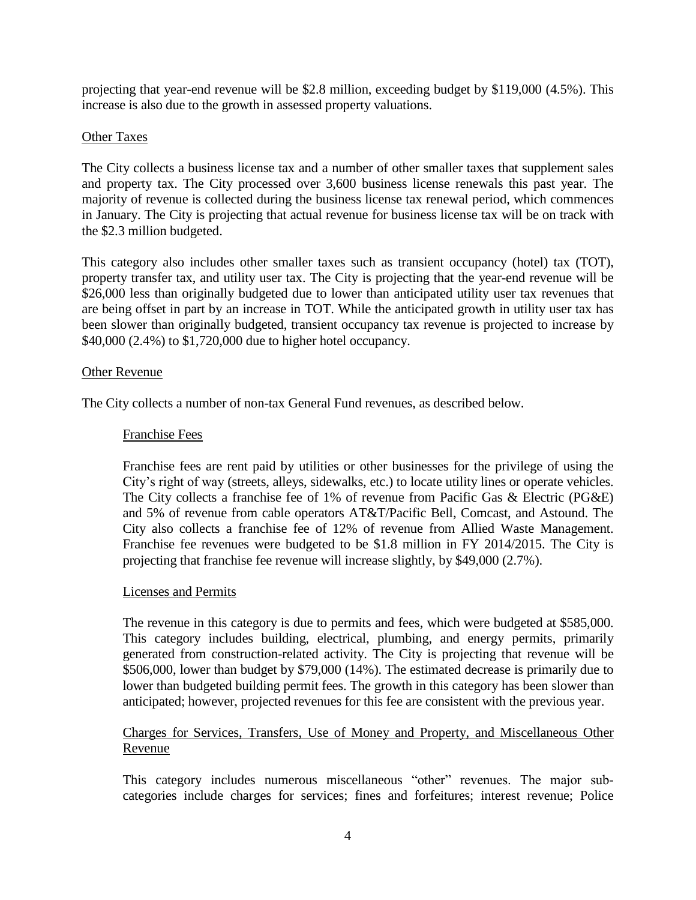projecting that year-end revenue will be $2.8 million, exceeding budget by $119,000 (4.5%). This increase is also due to the growth in assessed property valuations.

### Other Taxes

The City collects a business license tax and a number of other smaller taxes that supplement sales and property tax. The City processed over 3,600 business license renewals this past year. The majority of revenue is collected during the business license tax renewal period, which commences in January. The City is projecting that actual revenue for business license tax will be on track with the $2.3 million budgeted.

This category also includes other smaller taxes such as transient occupancy (hotel) tax (TOT), property transfer tax, and utility user tax. The City is projecting that the year-end revenue will be $26,000 less than originally budgeted due to lower than anticipated utility user tax revenues that are being offset in part by an increase in TOT. While the anticipated growth in utility user tax has been slower than originally budgeted, transient occupancy tax revenue is projected to increase by $40,000 (2.4%) to $1,720,000 due to higher hotel occupancy.

### Other Revenue

The City collects a number of non-tax General Fund revenues, as described below.

#### Franchise Fees

Franchise fees are rent paid by utilities or other businesses for the privilege of using the City's right of way (streets, alleys, sidewalks, etc.) to locate utility lines or operate vehicles. The City collects a franchise fee of 1% of revenue from Pacific Gas & Electric (PG&E) and 5% of revenue from cable operators AT&T/Pacific Bell, Comcast, and Astound. The City also collects a franchise fee of 12% of revenue from Allied Waste Management. Franchise fee revenues were budgeted to be $1.8 million in FY 2014/2015. The City is projecting that franchise fee revenue will increase slightly, by $49,000 (2.7%).

#### Licenses and Permits

The revenue in this category is due to permits and fees, which were budgeted at $585,000. This category includes building, electrical, plumbing, and energy permits, primarily generated from construction-related activity. The City is projecting that revenue will be $506,000, lower than budget by $79,000 (14%). The estimated decrease is primarily due to lower than budgeted building permit fees. The growth in this category has been slower than anticipated; however, projected revenues for this fee are consistent with the previous year.

#### Charges for Services, Transfers, Use of Money and Property, and Miscellaneous Other Revenue

This category includes numerous miscellaneous "other" revenues. The major sub-categories include charges for services; fines and forfeitures; interest revenue; Police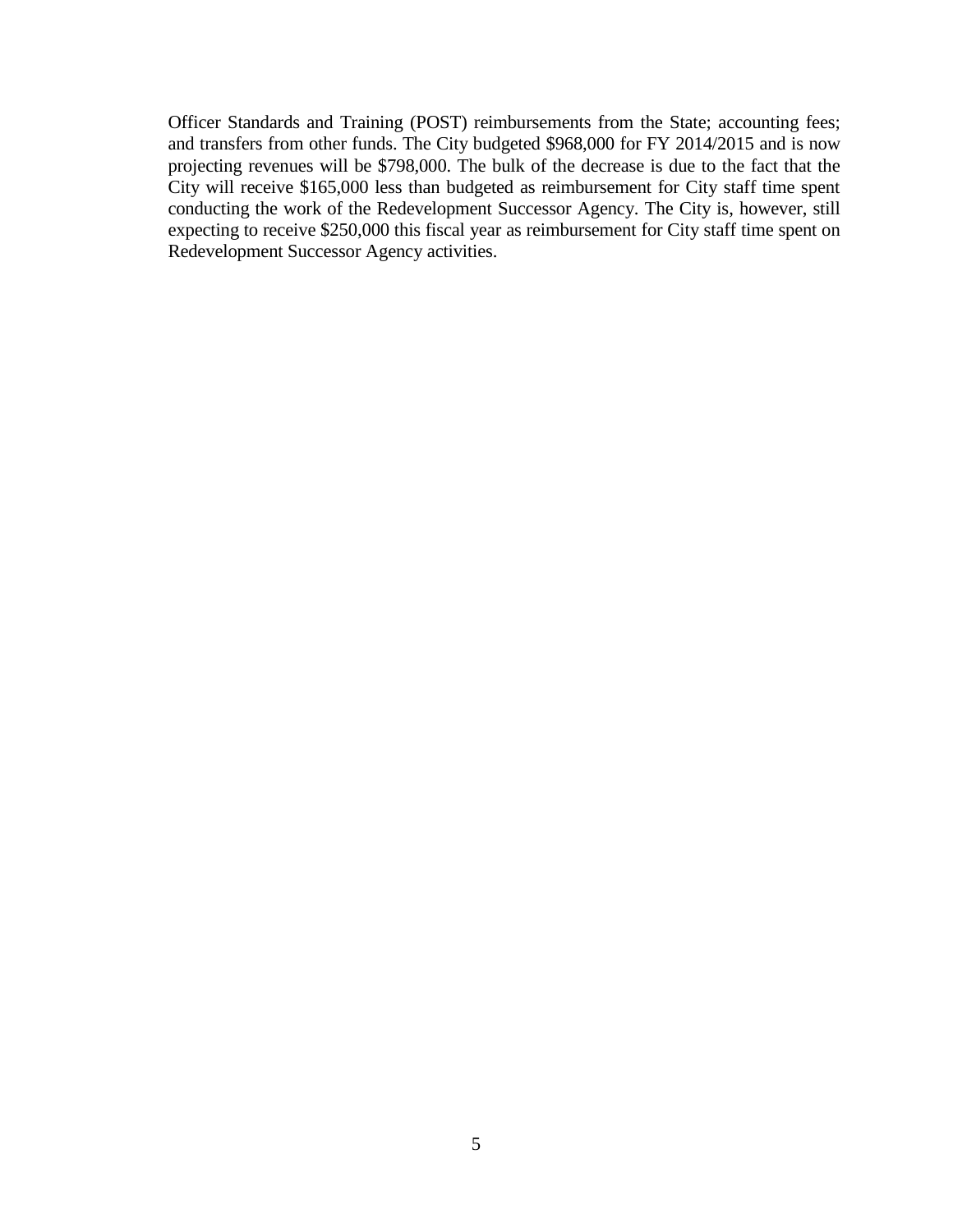Officer Standards and Training (POST) reimbursements from the State; accounting fees; and transfers from other funds. The City budgeted $968,000 for FY 2014/2015 and is now projecting revenues will be $798,000. The bulk of the decrease is due to the fact that the City will receive $165,000 less than budgeted as reimbursement for City staff time spent conducting the work of the Redevelopment Successor Agency. The City is, however, still expecting to receive $250,000 this fiscal year as reimbursement for City staff time spent on Redevelopment Successor Agency activities.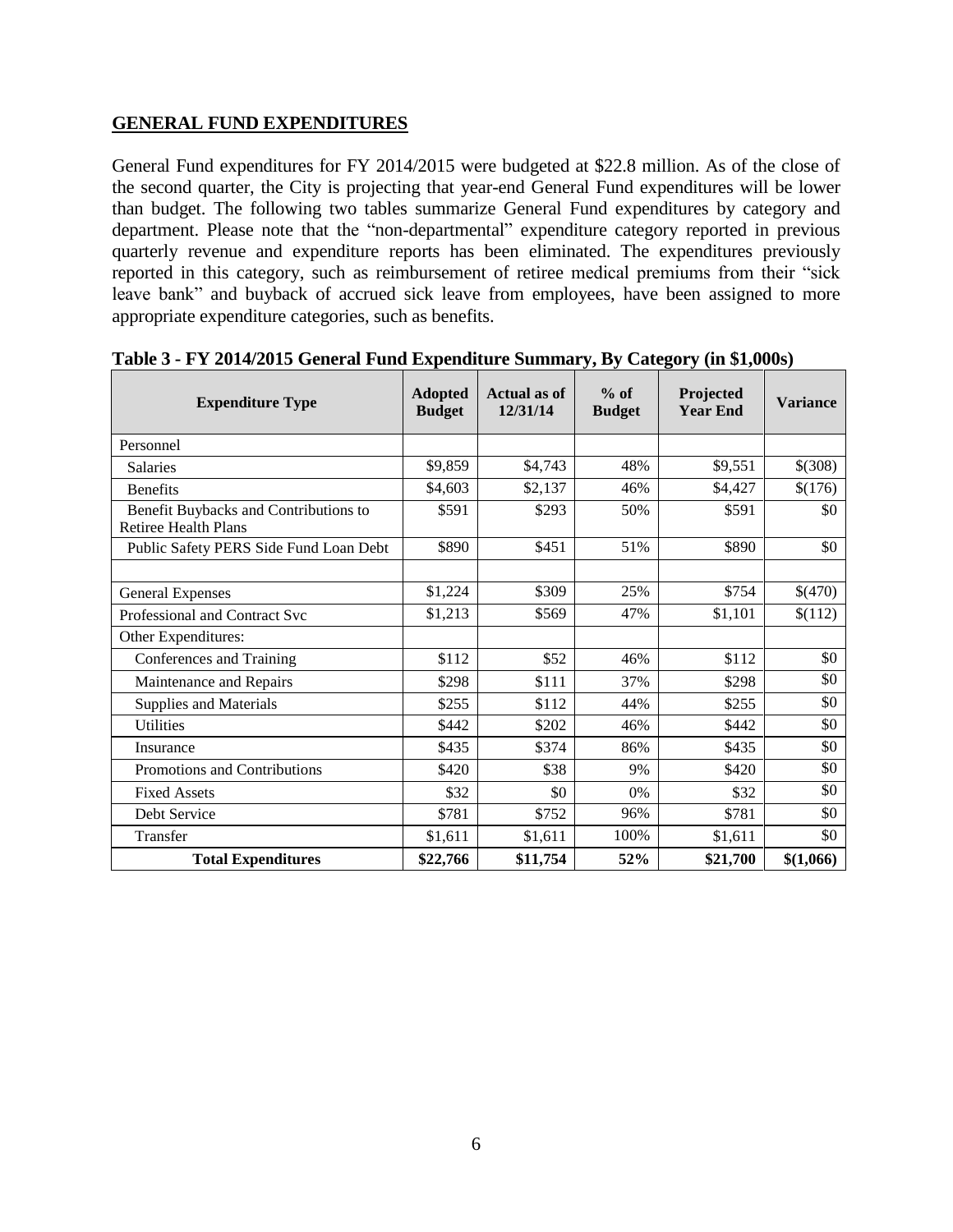## GENERAL FUND EXPENDITURES

General Fund expenditures for FY 2014/2015 were budgeted at $22.8 million. As of the close of the second quarter, the City is projecting that year-end General Fund expenditures will be lower than budget. The following two tables summarize General Fund expenditures by category and department. Please note that the "non-departmental" expenditure category reported in previous quarterly revenue and expenditure reports has been eliminated. The expenditures previously reported in this category, such as reimbursement of retiree medical premiums from their "sick leave bank" and buyback of accrued sick leave from employees, have been assigned to more appropriate expenditure categories, such as benefits.

**Table 3 - FY 2014/2015 General Fund Expenditure Summary, By Category (in $1,000s)**

| Expenditure Type | Adopted Budget | Actual as of 12/31/14 | % of Budget | Projected Year End | Variance |
|---|---|---|---|---|---|
| Personnel | | | | | |
| Salaries | $9,859 | $4,743 | 48% | $9,551 | $(308) |
| Benefits | $4,603 | $2,137 | 46% | $4,427 | $(176) |
| Benefit Buybacks and Contributions to Retiree Health Plans | $591 | $293 | 50% | $591 | $0 |
| Public Safety PERS Side Fund Loan Debt | $890 | $451 | 51% | $890 | $0 |
| | | | | | |
| General Expenses | $1,224 | $309 | 25% | $754 | $(470) |
| Professional and Contract Svc | $1,213 | $569 | 47% | $1,101 | $(112) |
| Other Expenditures: | | | | | |
| Conferences and Training | $112 | $52 | 46% | $112 | $0 |
| Maintenance and Repairs | $298 | $111 | 37% | $298 | $0 |
| Supplies and Materials | $255 | $112 | 44% | $255 | $0 |
| Utilities | $442 | $202 | 46% | $442 | $0 |
| Insurance | $435 | $374 | 86% | $435 | $0 |
| Promotions and Contributions | $420 | $38 | 9% | $420 | $0 |
| Fixed Assets | $32 | $0 | 0% | $32 | $0 |
| Debt Service | $781 | $752 | 96% | $781 | $0 |
| Transfer | $1,611 | $1,611 | 100% | $1,611 | $0 |
| **Total Expenditures** | **$22,766** | **$11,754** | **52%** | **$21,700** | **$(1,066)** |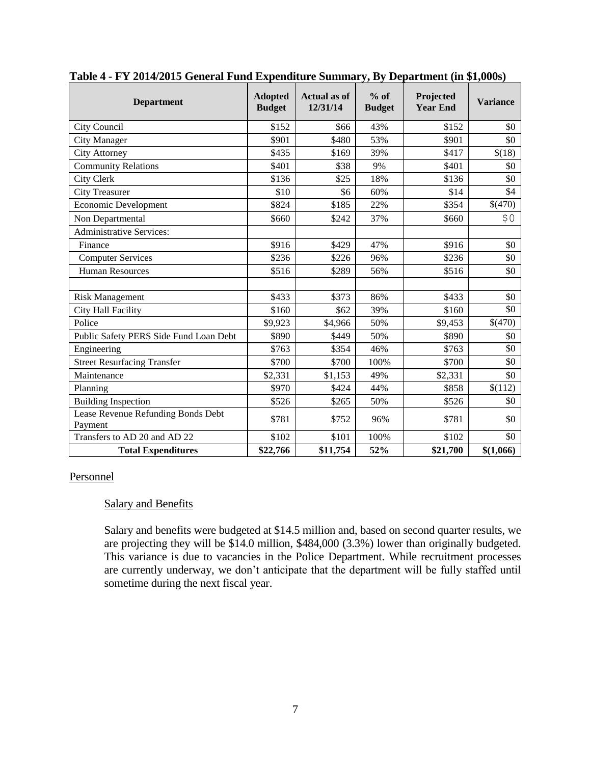**Table 4 - FY 2014/2015 General Fund Expenditure Summary, By Department (in $1,000s)**

| Department | Adopted Budget | Actual as of 12/31/14 | % of Budget | Projected Year End | Variance |
|---|---|---|---|---|---|
| City Council | $152 | $66 | 43% | $152 | $0 |
| City Manager | $901 | $480 | 53% | $901 | $0 |
| City Attorney | $435 | $169 | 39% | $417 | $(18) |
| Community Relations | $401 | $38 | 9% | $401 | $0 |
| City Clerk | $136 | $25 | 18% | $136 | $0 |
| City Treasurer | $10 | $6 | 60% | $14 | $4 |
| Economic Development | $824 | $185 | 22% | $354 | $(470) |
| Non Departmental | $660 | $242 | 37% | $660 | $0 |
| Administrative Services: | | | | | |
| Finance | $916 | $429 | 47% | $916 | $0 |
| Computer Services | $236 | $226 | 96% | $236 | $0 |
| Human Resources | $516 | $289 | 56% | $516 | $0 |
| | | | | | |
| Risk Management | $433 | $373 | 86% | $433 | $0 |
| City Hall Facility | $160 | $62 | 39% | $160 | $0 |
| Police | $9,923 | $4,966 | 50% | $9,453 | $(470) |
| Public Safety PERS Side Fund Loan Debt | $890 | $449 | 50% | $890 | $0 |
| Engineering | $763 | $354 | 46% | $763 | $0 |
| Street Resurfacing Transfer | $700 | $700 | 100% | $700 | $0 |
| Maintenance | $2,331 | $1,153 | 49% | $2,331 | $0 |
| Planning | $970 | $424 | 44% | $858 | $(112) |
| Building Inspection | $526 | $265 | 50% | $526 | $0 |
| Lease Revenue Refunding Bonds Debt Payment | $781 | $752 | 96% | $781 | $0 |
| Transfers to AD 20 and AD 22 | $102 | $101 | 100% | $102 | $0 |
| **Total Expenditures** | **$22,766** | **$11,754** | **52%** | **$21,700** | **$(1,066)** |

## Personnel

### Salary and Benefits

Salary and benefits were budgeted at $14.5 million and, based on second quarter results, we are projecting they will be $14.0 million, $484,000 (3.3%) lower than originally budgeted. This variance is due to vacancies in the Police Department. While recruitment processes are currently underway, we don't anticipate that the department will be fully staffed until sometime during the next fiscal year.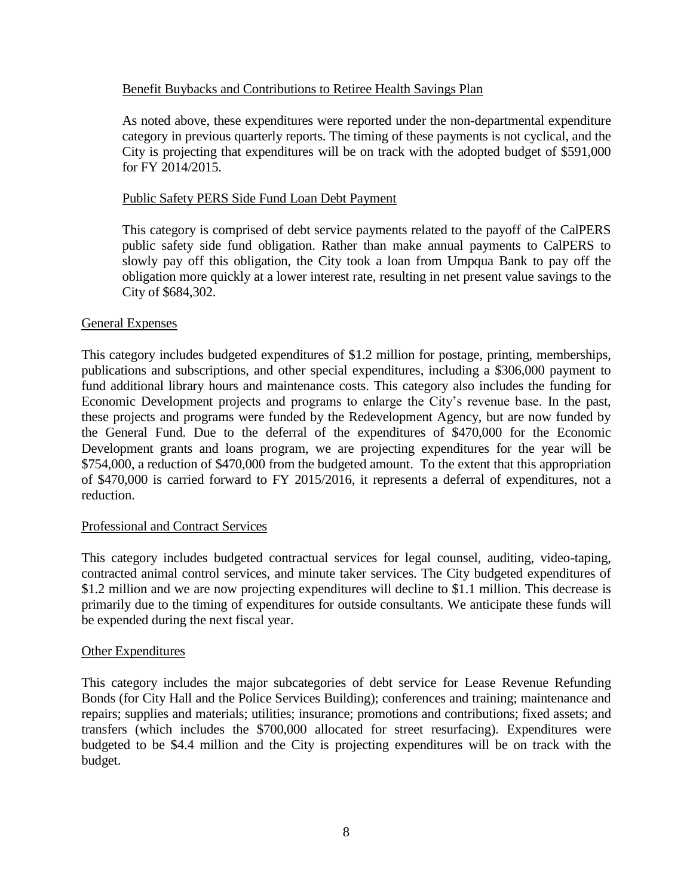### Benefit Buybacks and Contributions to Retiree Health Savings Plan

As noted above, these expenditures were reported under the non-departmental expenditure category in previous quarterly reports. The timing of these payments is not cyclical, and the City is projecting that expenditures will be on track with the adopted budget of $591,000 for FY 2014/2015.

### Public Safety PERS Side Fund Loan Debt Payment

This category is comprised of debt service payments related to the payoff of the CalPERS public safety side fund obligation. Rather than make annual payments to CalPERS to slowly pay off this obligation, the City took a loan from Umpqua Bank to pay off the obligation more quickly at a lower interest rate, resulting in net present value savings to the City of $684,302.

## General Expenses

This category includes budgeted expenditures of $1.2 million for postage, printing, memberships, publications and subscriptions, and other special expenditures, including a $306,000 payment to fund additional library hours and maintenance costs. This category also includes the funding for Economic Development projects and programs to enlarge the City's revenue base. In the past, these projects and programs were funded by the Redevelopment Agency, but are now funded by the General Fund. Due to the deferral of the expenditures of $470,000 for the Economic Development grants and loans program, we are projecting expenditures for the year will be $754,000, a reduction of $470,000 from the budgeted amount. To the extent that this appropriation of $470,000 is carried forward to FY 2015/2016, it represents a deferral of expenditures, not a reduction.

## Professional and Contract Services

This category includes budgeted contractual services for legal counsel, auditing, video-taping, contracted animal control services, and minute taker services. The City budgeted expenditures of $1.2 million and we are now projecting expenditures will decline to $1.1 million. This decrease is primarily due to the timing of expenditures for outside consultants. We anticipate these funds will be expended during the next fiscal year.

## Other Expenditures

This category includes the major subcategories of debt service for Lease Revenue Refunding Bonds (for City Hall and the Police Services Building); conferences and training; maintenance and repairs; supplies and materials; utilities; insurance; promotions and contributions; fixed assets; and transfers (which includes the $700,000 allocated for street resurfacing). Expenditures were budgeted to be $4.4 million and the City is projecting expenditures will be on track with the budget.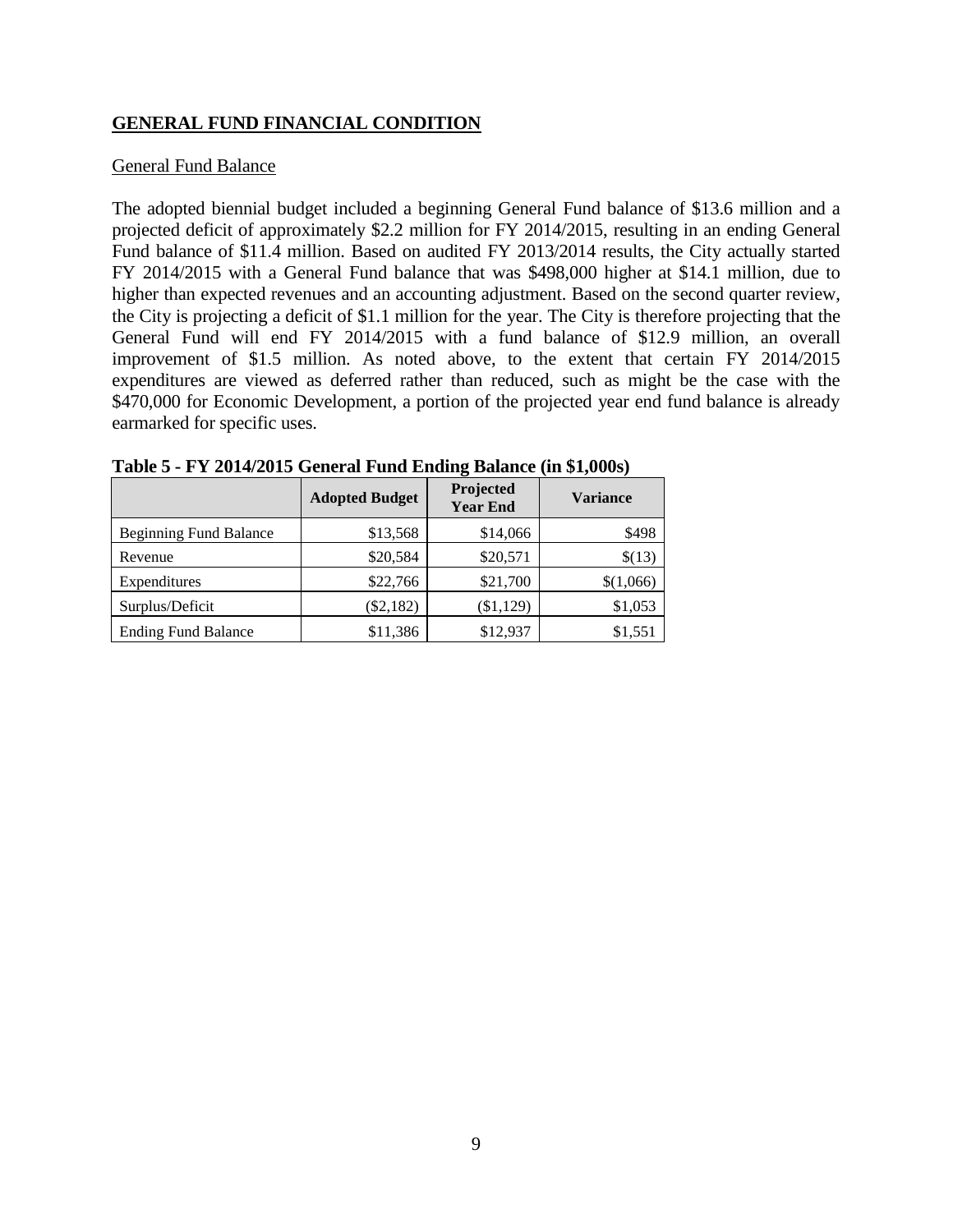## GENERAL FUND FINANCIAL CONDITION

### General Fund Balance

The adopted biennial budget included a beginning General Fund balance of $13.6 million and a projected deficit of approximately $2.2 million for FY 2014/2015, resulting in an ending General Fund balance of $11.4 million. Based on audited FY 2013/2014 results, the City actually started FY 2014/2015 with a General Fund balance that was $498,000 higher at $14.1 million, due to higher than expected revenues and an accounting adjustment. Based on the second quarter review, the City is projecting a deficit of $1.1 million for the year. The City is therefore projecting that the General Fund will end FY 2014/2015 with a fund balance of $12.9 million, an overall improvement of $1.5 million. As noted above, to the extent that certain FY 2014/2015 expenditures are viewed as deferred rather than reduced, such as might be the case with the $470,000 for Economic Development, a portion of the projected year end fund balance is already earmarked for specific uses.

**Table 5 - FY 2014/2015 General Fund Ending Balance (in $1,000s)**

| | Adopted Budget | Projected Year End | Variance |
|---|---:|---:|---:|
| Beginning Fund Balance | $13,568 | $14,066 | $498 |
| Revenue | $20,584 | $20,571 | $(13) |
| Expenditures | $22,766 | $21,700 | $(1,066) |
| Surplus/Deficit | ($2,182) | ($1,129) | $1,053 |
| Ending Fund Balance | $11,386 | $12,937 | $1,551 |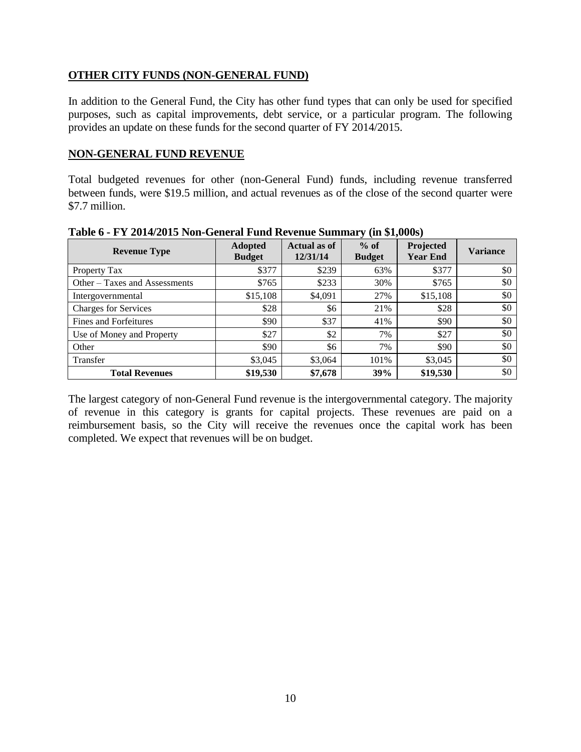## OTHER CITY FUNDS (NON-GENERAL FUND)

In addition to the General Fund, the City has other fund types that can only be used for specified purposes, such as capital improvements, debt service, or a particular program. The following provides an update on these funds for the second quarter of FY 2014/2015.

## NON-GENERAL FUND REVENUE

Total budgeted revenues for other (non-General Fund) funds, including revenue transferred between funds, were $19.5 million, and actual revenues as of the close of the second quarter were $7.7 million.

**Table 6 - FY 2014/2015 Non-General Fund Revenue Summary (in $1,000s)**

| Revenue Type | Adopted Budget | Actual as of 12/31/14 | % of Budget | Projected Year End | Variance |
|---|---|---|---|---|---|
| Property Tax | $377 | $239 | 63% | $377 | $0 |
| Other – Taxes and Assessments | $765 | $233 | 30% | $765 | $0 |
| Intergovernmental | $15,108 | $4,091 | 27% | $15,108 | $0 |
| Charges for Services | $28 | $6 | 21% | $28 | $0 |
| Fines and Forfeitures | $90 | $37 | 41% | $90 | $0 |
| Use of Money and Property | $27 | $2 | 7% | $27 | $0 |
| Other | $90 | $6 | 7% | $90 | $0 |
| Transfer | $3,045 | $3,064 | 101% | $3,045 | $0 |
| **Total Revenues** | **$19,530** | **$7,678** | **39%** | **$19,530** | $0 |

The largest category of non-General Fund revenue is the intergovernmental category. The majority of revenue in this category is grants for capital projects. These revenues are paid on a reimbursement basis, so the City will receive the revenues once the capital work has been completed. We expect that revenues will be on budget.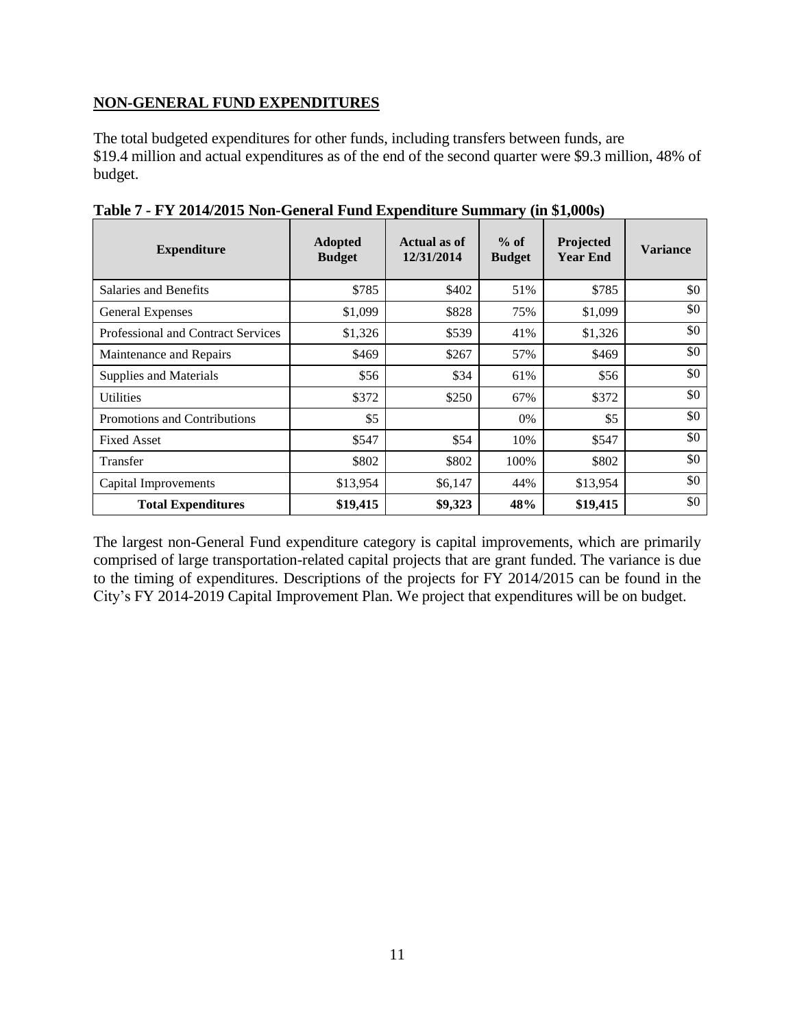## NON-GENERAL FUND EXPENDITURES

The total budgeted expenditures for other funds, including transfers between funds, are $19.4 million and actual expenditures as of the end of the second quarter were $9.3 million, 48% of budget.

**Table 7 - FY 2014/2015 Non-General Fund Expenditure Summary (in $1,000s)**

| Expenditure | Adopted Budget | Actual as of 12/31/2014 | % of Budget | Projected Year End | Variance |
|---|---|---|---|---|---|
| Salaries and Benefits | $785 | $402 | 51% | $785 | $0 |
| General Expenses | $1,099 | $828 | 75% | $1,099 | $0 |
| Professional and Contract Services | $1,326 | $539 | 41% | $1,326 | $0 |
| Maintenance and Repairs | $469 | $267 | 57% | $469 | $0 |
| Supplies and Materials | $56 | $34 | 61% | $56 | $0 |
| Utilities | $372 | $250 | 67% | $372 | $0 |
| Promotions and Contributions | $5 | | 0% | $5 | $0 |
| Fixed Asset | $547 | $54 | 10% | $547 | $0 |
| Transfer | $802 | $802 | 100% | $802 | $0 |
| Capital Improvements | $13,954 | $6,147 | 44% | $13,954 | $0 |
| **Total Expenditures** | **$19,415** | **$9,323** | **48%** | **$19,415** | $0 |

The largest non-General Fund expenditure category is capital improvements, which are primarily comprised of large transportation-related capital projects that are grant funded. The variance is due to the timing of expenditures. Descriptions of the projects for FY 2014/2015 can be found in the City's FY 2014-2019 Capital Improvement Plan. We project that expenditures will be on budget.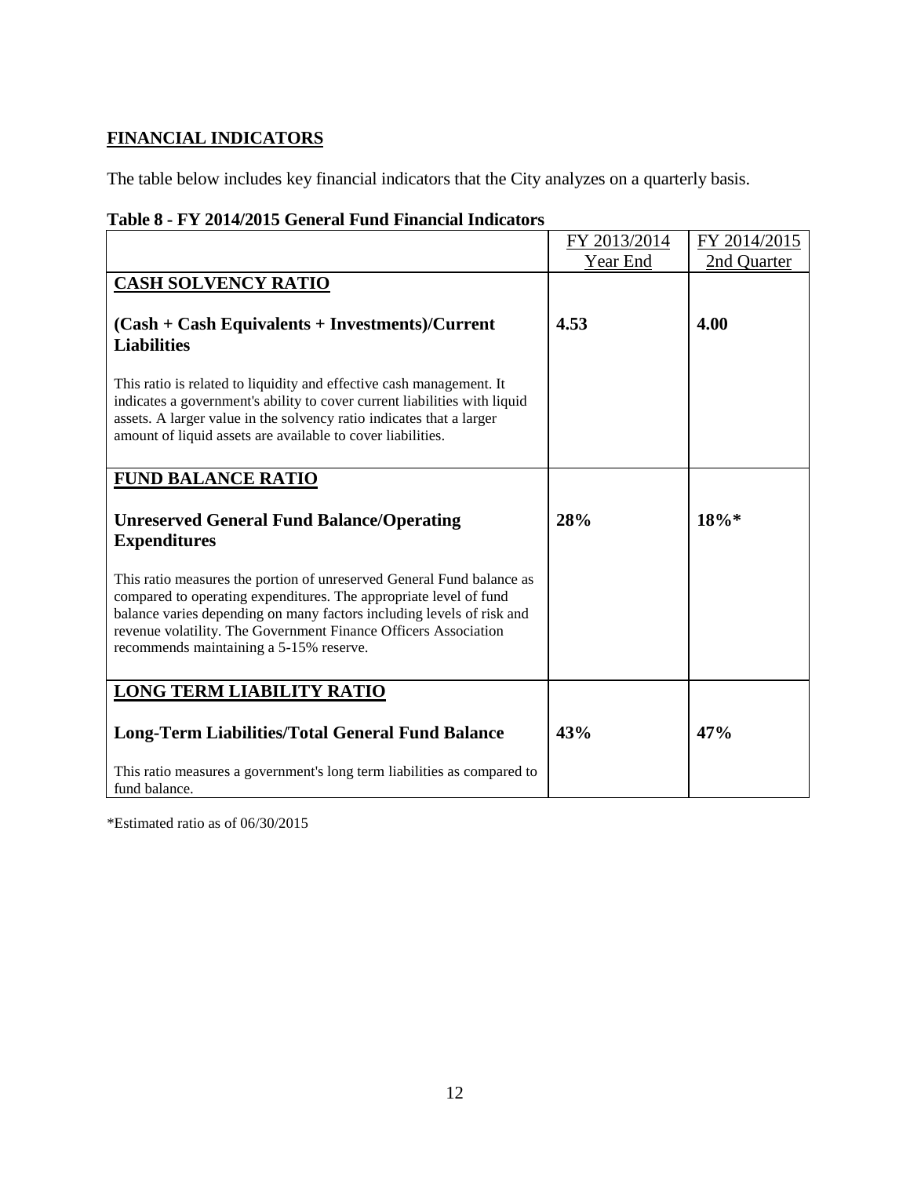## FINANCIAL INDICATORS

The table below includes key financial indicators that the City analyzes on a quarterly basis.

**Table 8 - FY 2014/2015 General Fund Financial Indicators**

| | FY 2013/2014 Year End | FY 2014/2015 2nd Quarter |
|---|---|---|
| **CASH SOLVENCY RATIO** | | |
| **(Cash + Cash Equivalents + Investments)/Current Liabilities** | **4.53** | **4.00** |
| This ratio is related to liquidity and effective cash management. It indicates a government's ability to cover current liabilities with liquid assets. A larger value in the solvency ratio indicates that a larger amount of liquid assets are available to cover liabilities. | | |
| **FUND BALANCE RATIO** | | |
| **Unreserved General Fund Balance/Operating Expenditures** | **28%** | **18%*** |
| This ratio measures the portion of unreserved General Fund balance as compared to operating expenditures. The appropriate level of fund balance varies depending on many factors including levels of risk and revenue volatility. The Government Finance Officers Association recommends maintaining a 5-15% reserve. | | |
| **LONG TERM LIABILITY RATIO** | | |
| **Long-Term Liabilities/Total General Fund Balance** | **43%** | **47%** |
| This ratio measures a government's long term liabilities as compared to fund balance. | | |

*Estimated ratio as of 06/30/2015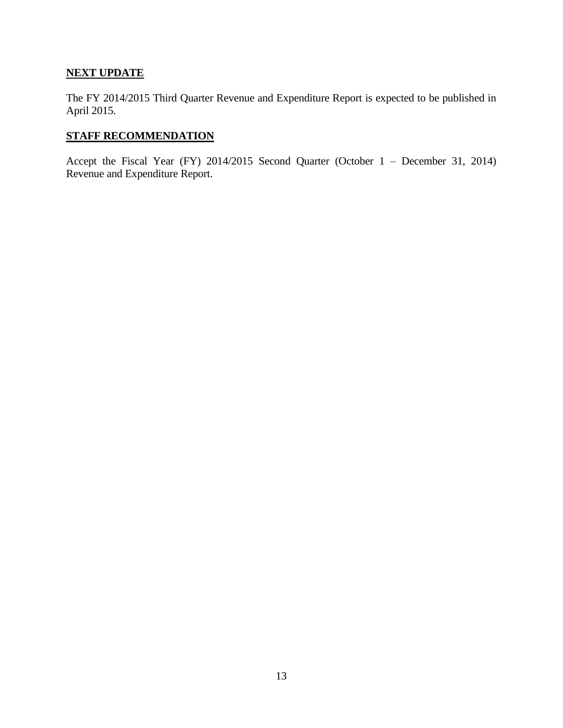## **NEXT UPDATE**

The FY 2014/2015 Third Quarter Revenue and Expenditure Report is expected to be published in April 2015.

## **STAFF RECOMMENDATION**

Accept the Fiscal Year (FY) 2014/2015 Second Quarter (October 1 – December 31, 2014) Revenue and Expenditure Report.